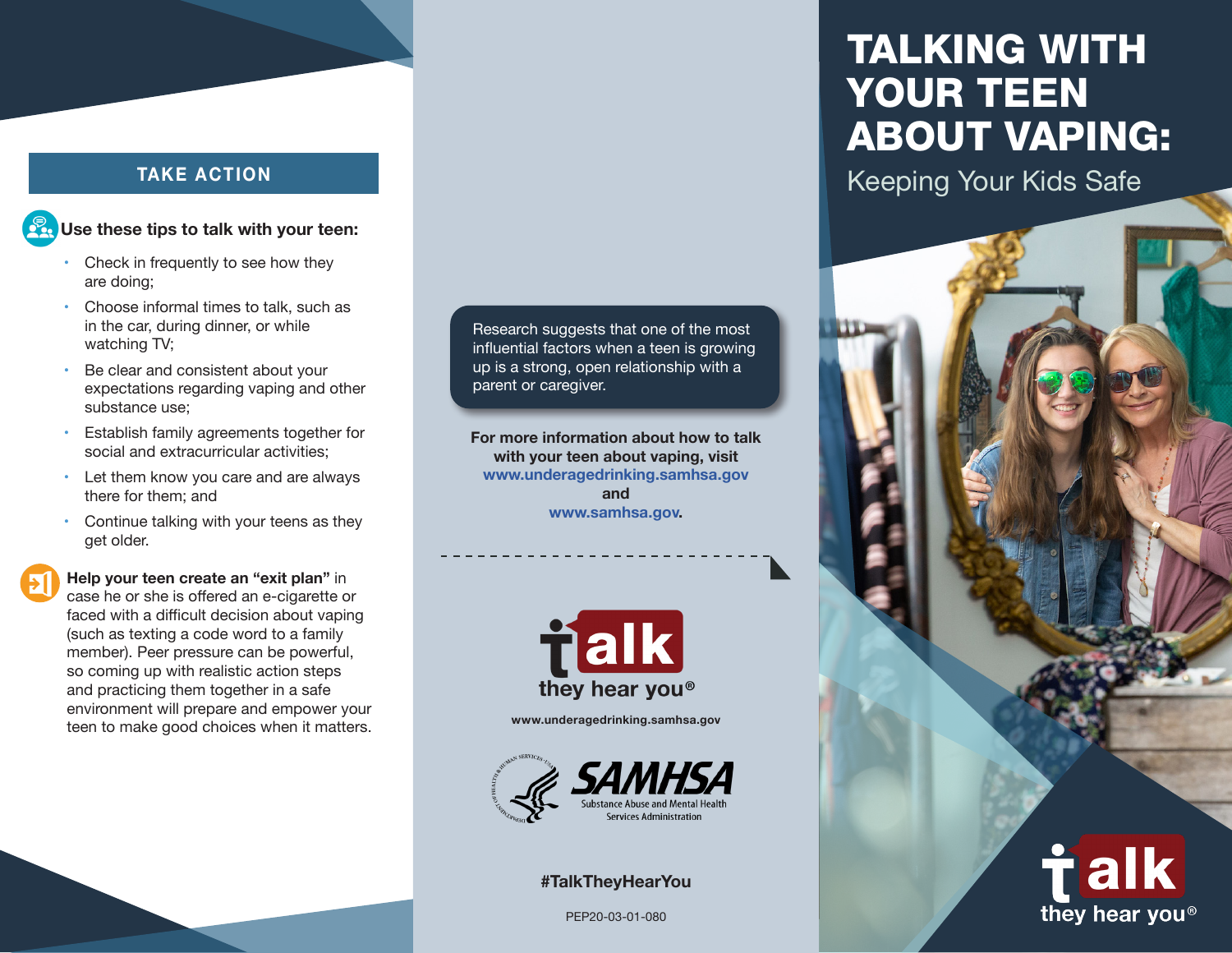## TAKE ACTION

**Use these tips to talk with your teen:**

- Check in frequently to see how they are doing;
- Choose informal times to talk, such as in the car, during dinner, or while watching TV;
- Be clear and consistent about your expectations regarding vaping and other substance use;
- Establish family agreements together for social and extracurricular activities;
- Let them know you care and are always there for them; and
- Continue talking with your teens as they get older.

**Help your teen create an "exit plan"** in case he or she is offered an e-cigarette or faced with a difficult decision about vaping (such as texting a code word to a family member). Peer pressure can be powerful, so coming up with realistic action steps and practicing them together in a safe environment will prepare and empower your teen to make good choices when it matters.

Research suggests that one of the most influential factors when a teen is growing up is a strong, open relationship with a parent or caregiver.

**For more information about how to talk with your teen about vaping, visit www.underagedrinking.samhsa.gov and www.samhsa.gov.**

talk they hear you®

www.underagedrinking.samhsa.gov

SAMHSA Substance Abuse and Mental Health Services Administration

**#TalkTheyHearYou**

PEP20-03-01-080

# TALKING WITH YOUR TEEN ABOUT VAPING:

## Keeping Your Kids Safe

talk they hear you®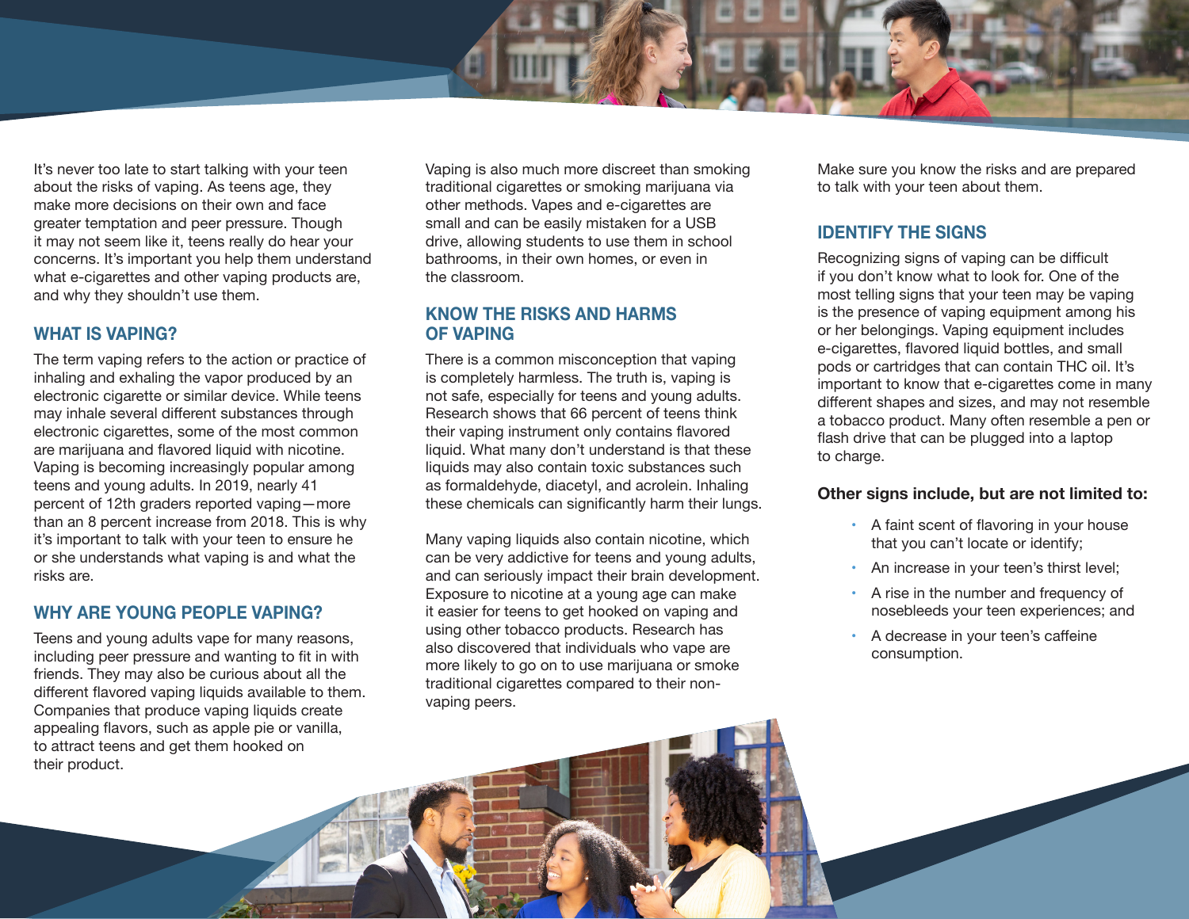It's never too late to start talking with your teen about the risks of vaping. As teens age, they make more decisions on their own and face greater temptation and peer pressure. Though it may not seem like it, teens really do hear your concerns. It's important you help them understand what e-cigarettes and other vaping products are, and why they shouldn't use them.

## WHAT IS VAPING?

The term vaping refers to the action or practice of inhaling and exhaling the vapor produced by an electronic cigarette or similar device. While teens may inhale several different substances through electronic cigarettes, some of the most common are marijuana and flavored liquid with nicotine. Vaping is becoming increasingly popular among teens and young adults. In 2019, nearly 41 percent of 12th graders reported vaping—more than an 8 percent increase from 2018. This is why it's important to talk with your teen to ensure he or she understands what vaping is and what the risks are.

## WHY ARE YOUNG PEOPLE VAPING?

Teens and young adults vape for many reasons, including peer pressure and wanting to fit in with friends. They may also be curious about all the different flavored vaping liquids available to them. Companies that produce vaping liquids create appealing flavors, such as apple pie or vanilla, to attract teens and get them hooked on their product.

Vaping is also much more discreet than smoking traditional cigarettes or smoking marijuana via other methods. Vapes and e-cigarettes are small and can be easily mistaken for a USB drive, allowing students to use them in school bathrooms, in their own homes, or even in the classroom.

## KNOW THE RISKS AND HARMS OF VAPING

There is a common misconception that vaping is completely harmless. The truth is, vaping is not safe, especially for teens and young adults. Research shows that 66 percent of teens think their vaping instrument only contains flavored liquid. What many don't understand is that these liquids may also contain toxic substances such as formaldehyde, diacetyl, and acrolein. Inhaling these chemicals can significantly harm their lungs.

Many vaping liquids also contain nicotine, which can be very addictive for teens and young adults, and can seriously impact their brain development. Exposure to nicotine at a young age can make it easier for teens to get hooked on vaping and using other tobacco products. Research has also discovered that individuals who vape are more likely to go on to use marijuana or smoke traditional cigarettes compared to their non-vaping peers.

Make sure you know the risks and are prepared to talk with your teen about them.

## IDENTIFY THE SIGNS

Recognizing signs of vaping can be difficult if you don't know what to look for. One of the most telling signs that your teen may be vaping is the presence of vaping equipment among his or her belongings. Vaping equipment includes e-cigarettes, flavored liquid bottles, and small pods or cartridges that can contain THC oil. It's important to know that e-cigarettes come in many different shapes and sizes, and may not resemble a tobacco product. Many often resemble a pen or flash drive that can be plugged into a laptop to charge.

**Other signs include, but are not limited to:**

- A faint scent of flavoring in your house that you can't locate or identify;
- An increase in your teen's thirst level;
- A rise in the number and frequency of nosebleeds your teen experiences; and
- A decrease in your teen's caffeine consumption.